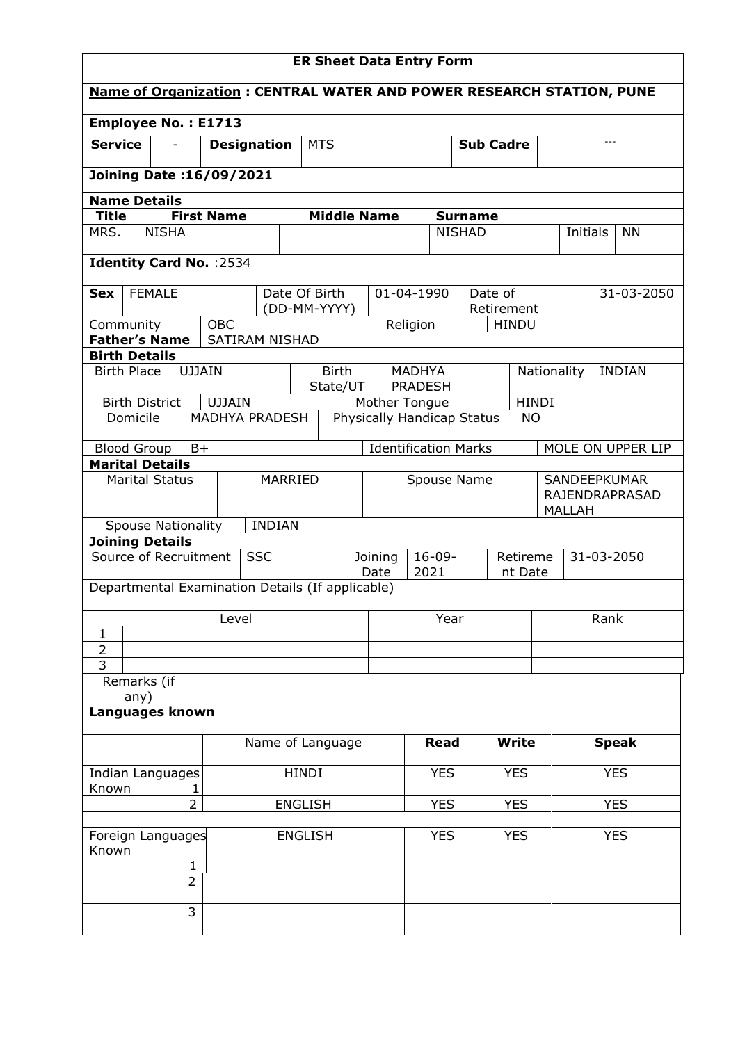# ER Sheet Data Entry Form

**Name of Organization : CENTRAL WATER AND POWER RESEARCH STATION, PUNE**

**Employee No. : E1713**

| **Service** | - | **Designation** | MTS | **Sub Cadre** | --- |
|---|---|---|---|---|---|

**Joining Date :16/09/2021**

**Name Details**

| **Title** | **First Name** | **Middle Name** | **Surname** | | |
|---|---|---|---|---|---|
| MRS. | NISHA | | NISHAD | Initials | NN |

**Identity Card No.** :2534

| **Sex** | FEMALE | Date Of Birth (DD-MM-YYYY) | 01-04-1990 | Date of Retirement | 31-03-2050 |
|---|---|---|---|---|---|
| Community | OBC | Religion | HINDU | | |

| **Father's Name** | SATIRAM NISHAD |
|---|---|

**Birth Details**

| Birth Place | UJJAIN | Birth State/UT | MADHYA PRADESH | Nationality | INDIAN |
|---|---|---|---|---|---|
| Birth District | UJJAIN | Mother Tongue | HINDI | | |
| Domicile | MADHYA PRADESH | Physically Handicap Status | NO | | |
| Blood Group | B+ | Identification Marks | MOLE ON UPPER LIP | | |

**Marital Details**

| Marital Status | MARRIED | Spouse Name | SANDEEPKUMAR RAJENDRAPRASAD MALLAH |
|---|---|---|---|
| Spouse Nationality | INDIAN | | |

**Joining Details**

| Source of Recruitment | SSC | Joining Date | 16-09-2021 | Retirement Date | 31-03-2050 |
|---|---|---|---|---|---|

Departmental Examination Details (If applicable)

| | Level | Year | Rank |
|---|---|---|---|
| 1 | | | |
| 2 | | | |
| 3 | | | |

| Remarks (if any) | |
|---|---|

**Languages known**

| | Name of Language | **Read** | **Write** | **Speak** |
|---|---|---|---|---|
| Indian Languages Known 1 | HINDI | YES | YES | YES |
| 2 | ENGLISH | YES | YES | YES |
| Foreign Languages Known 1 | ENGLISH | YES | YES | YES |
| 2 | | | | |
| 3 | | | | |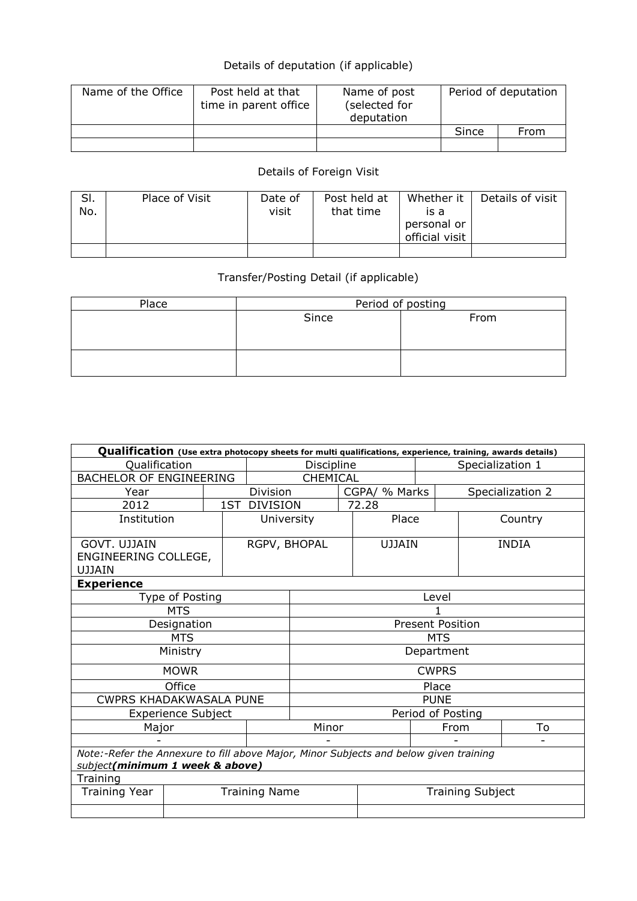Details of deputation (if applicable)

| Name of the Office | Post held at that time in parent office | Name of post (selected for deputation | Period of deputation | |
|---|---|---|---|---|
| | | | Since | From |
| | | | | |

Details of Foreign Visit

| Sl. No. | Place of Visit | Date of visit | Post held at that time | Whether it is a personal or official visit | Details of visit |
|---|---|---|---|---|---|
| | | | | | |

Transfer/Posting Detail (if applicable)

| Place | Period of posting | |
|---|---|---|
| | Since | From |
| | | |

| **Qualification** (Use extra photocopy sheets for multi qualifications, experience, training, awards details) | | | | | | |
|---|---|---|---|---|---|---|
| Qualification | | Discipline | | | Specialization 1 | |
| BACHELOR OF ENGINEERING | | CHEMICAL | | | | |
| Year | Division | | CGPA/ % Marks | | Specialization 2 | |
| 2012 | 1ST DIVISION | | 72.28 | | | |
| Institution | University | | Place | | Country | |
| GOVT. UJJAIN ENGINEERING COLLEGE, UJJAIN | RGPV, BHOPAL | | UJJAIN | | INDIA | |
| **Experience** | | | | | | |
| Type of Posting | | Level | | | | |
| MTS | | 1 | | | | |
| Designation | | Present Position | | | | |
| MTS | | MTS | | | | |
| Ministry | | Department | | | | |
| MOWR | | CWPRS | | | | |
| Office | | Place | | | | |
| CWPRS KHADAKWASALA PUNE | | PUNE | | | | |
| Experience Subject | | Period of Posting | | | | |
| Major | Minor | | | From | | To |
| - | - | | | - | | - |
| *Note:-Refer the Annexure to fill above Major, Minor Subjects and below given training subject**(minimum 1 week & above)*** | | | | | | |
| Training | | | | | | |
| Training Year | Training Name | | Training Subject | | | |
| | | | | | | |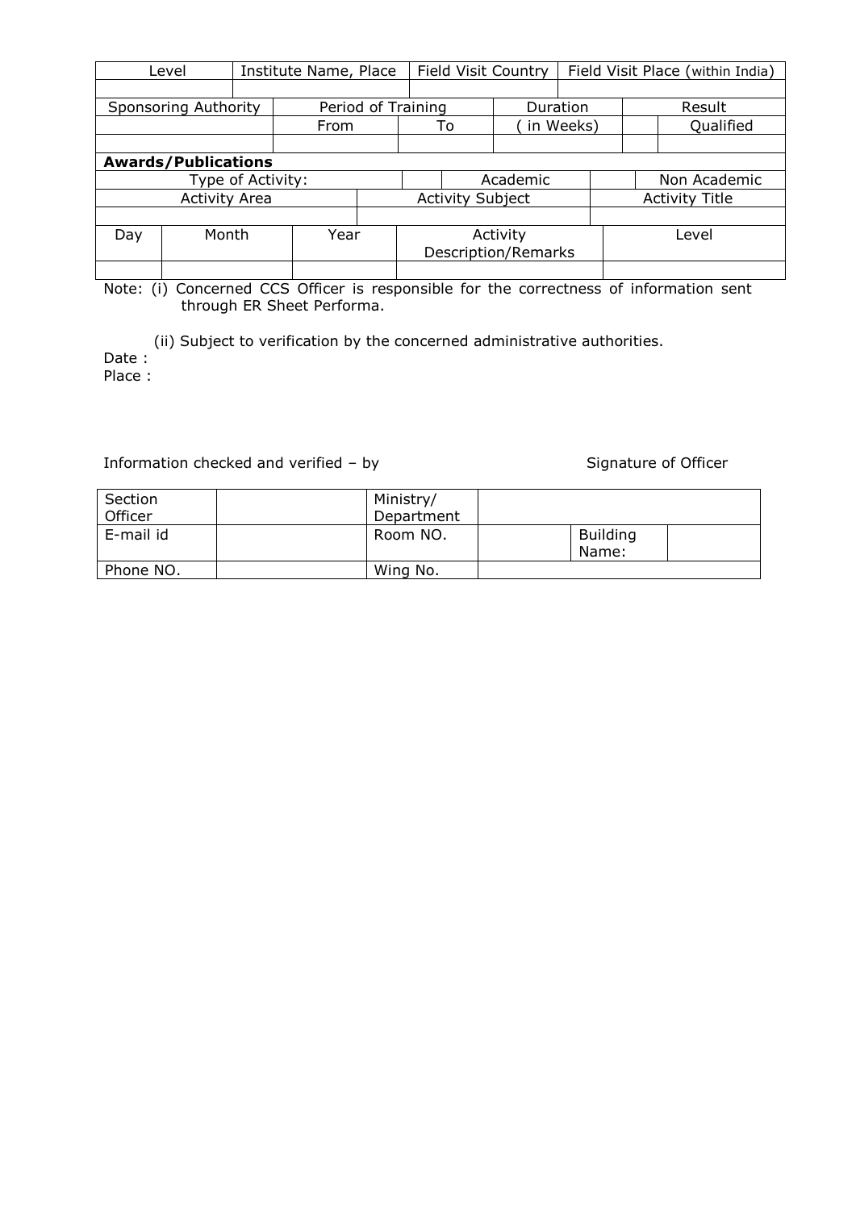| Level | Institute Name, Place | Field Visit Country | Field Visit Place (within India) |
|---|---|---|---|
| | | | |

| Sponsoring Authority | Period of Training | | Duration | Result | |
|---|---|---|---|---|---|
| | From | To | ( in Weeks) | | Qualified |
| | | | | | |

**Awards/Publications**

| Type of Activity: | | Academic | | Non Academic |
|---|---|---|---|---|

| Activity Area | Activity Subject | Activity Title |
|---|---|---|
| | | |

| Day | Month | Year | Activity Description/Remarks | Level |
|---|---|---|---|---|
| | | | | |

Note: (i) Concerned CCS Officer is responsible for the correctness of information sent through ER Sheet Performa.

(ii) Subject to verification by the concerned administrative authorities.

Date :

Place :

Information checked and verified – by

Signature of Officer

| | | | | | |
|---|---|---|---|---|---|
| Section Officer | | Ministry/ Department | | | |
| E-mail id | | Room NO. | | Building Name: | |
| Phone NO. | | Wing No. | | | |